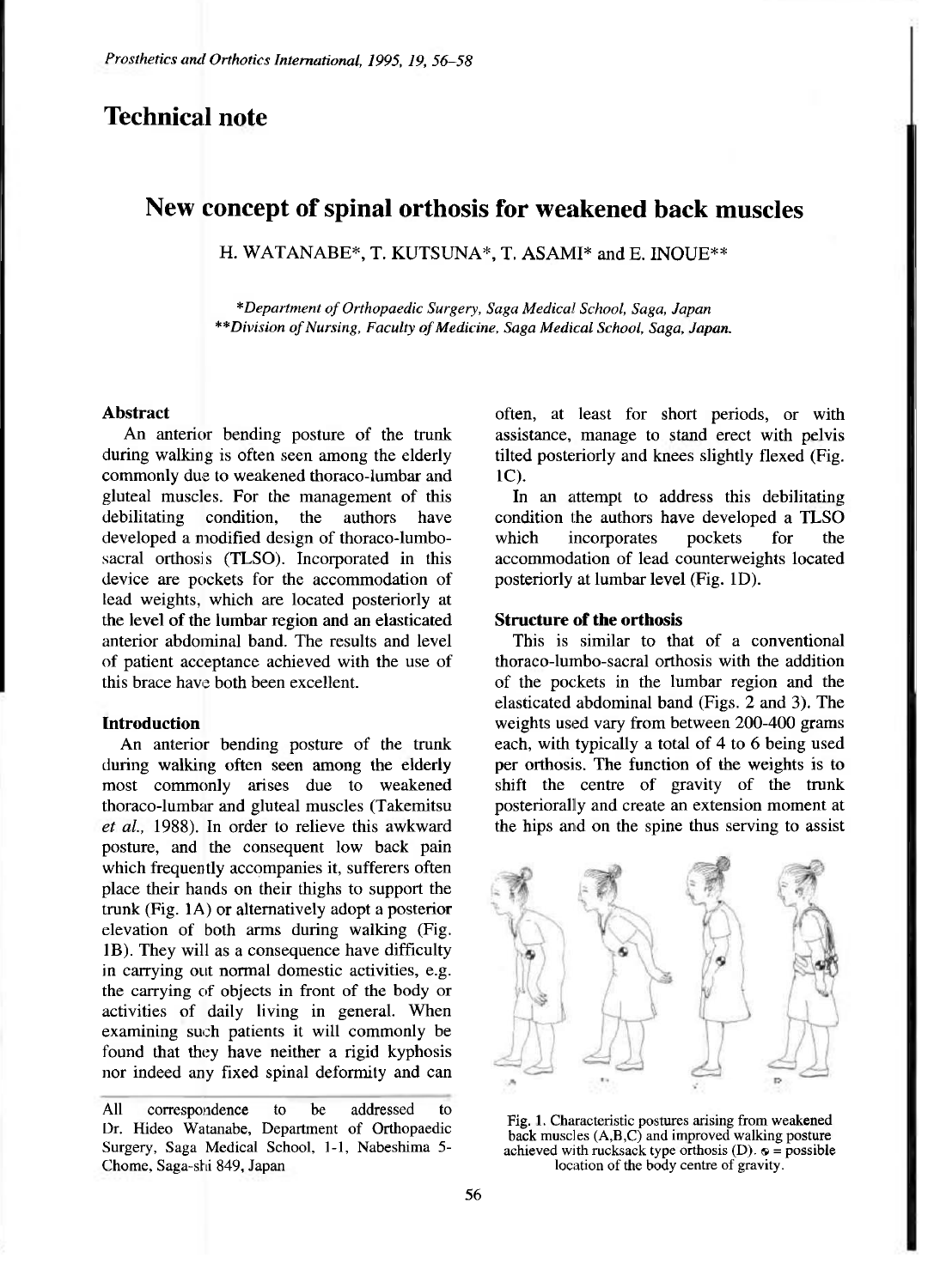# Technical note

## New concept of spinal orthosis for weakened back muscles

H. WATANABE*, T. KUTSUNA*, T. ASAMI* and E. INOUE**

*Department of Orthopaedic Surgery, Saga Medical School, Saga, Japan
**Division of Nursing, Faculty of Medicine, Saga Medical School, Saga, Japan.

### Abstract

An anterior bending posture of the trunk during walking is often seen among the elderly commonly due to weakened thoraco-lumbar and gluteal muscles. For the management of this debilitating condition, the authors have developed a modified design of thoraco-lumbo-sacral orthosis (TLSO). Incorporated in this device are pockets for the accommodation of lead weights, which are located posteriorly at the level of the lumbar region and an elasticated anterior abdominal band. The results and level of patient acceptance achieved with the use of this brace have both been excellent.

### Introduction

An anterior bending posture of the trunk during walking often seen among the elderly most commonly arises due to weakened thoraco-lumbar and gluteal muscles (Takemitsu *et al.,* 1988). In order to relieve this awkward posture, and the consequent low back pain which frequently accompanies it, sufferers often place their hands on their thighs to support the trunk (Fig. 1A) or alternatively adopt a posterior elevation of both arms during walking (Fig. 1B). They will as a consequence have difficulty in carrying out normal domestic activities, e.g. the carrying of objects in front of the body or activities of daily living in general. When examining such patients it will commonly be found that they have neither a rigid kyphosis nor indeed any fixed spinal deformity and can often, at least for short periods, or with assistance, manage to stand erect with pelvis tilted posteriorly and knees slightly flexed (Fig. 1C).

In an attempt to address this debilitating condition the authors have developed a TLSO which incorporates pockets for the accommodation of lead counterweights located posteriorly at lumbar level (Fig. 1D).

### Structure of the orthosis

This is similar to that of a conventional thoraco-lumbo-sacral orthosis with the addition of the pockets in the lumbar region and the elasticated abdominal band (Figs. 2 and 3). The weights used vary from between 200-400 grams each, with typically a total of 4 to 6 being used per orthosis. The function of the weights is to shift the centre of gravity of the trunk posteriorally and create an extension moment at the hips and on the spine thus serving to assist

Fig. 1. Characteristic postures arising from weakened back muscles (A,B,C) and improved walking posture achieved with rucksack type orthosis (D). ⊕ = possible location of the body centre of gravity.

All correspondence to be addressed to Dr. Hideo Watanabe, Department of Orthopaedic Surgery, Saga Medical School, 1-1, Nabeshima 5-Chome, Saga-shi 849, Japan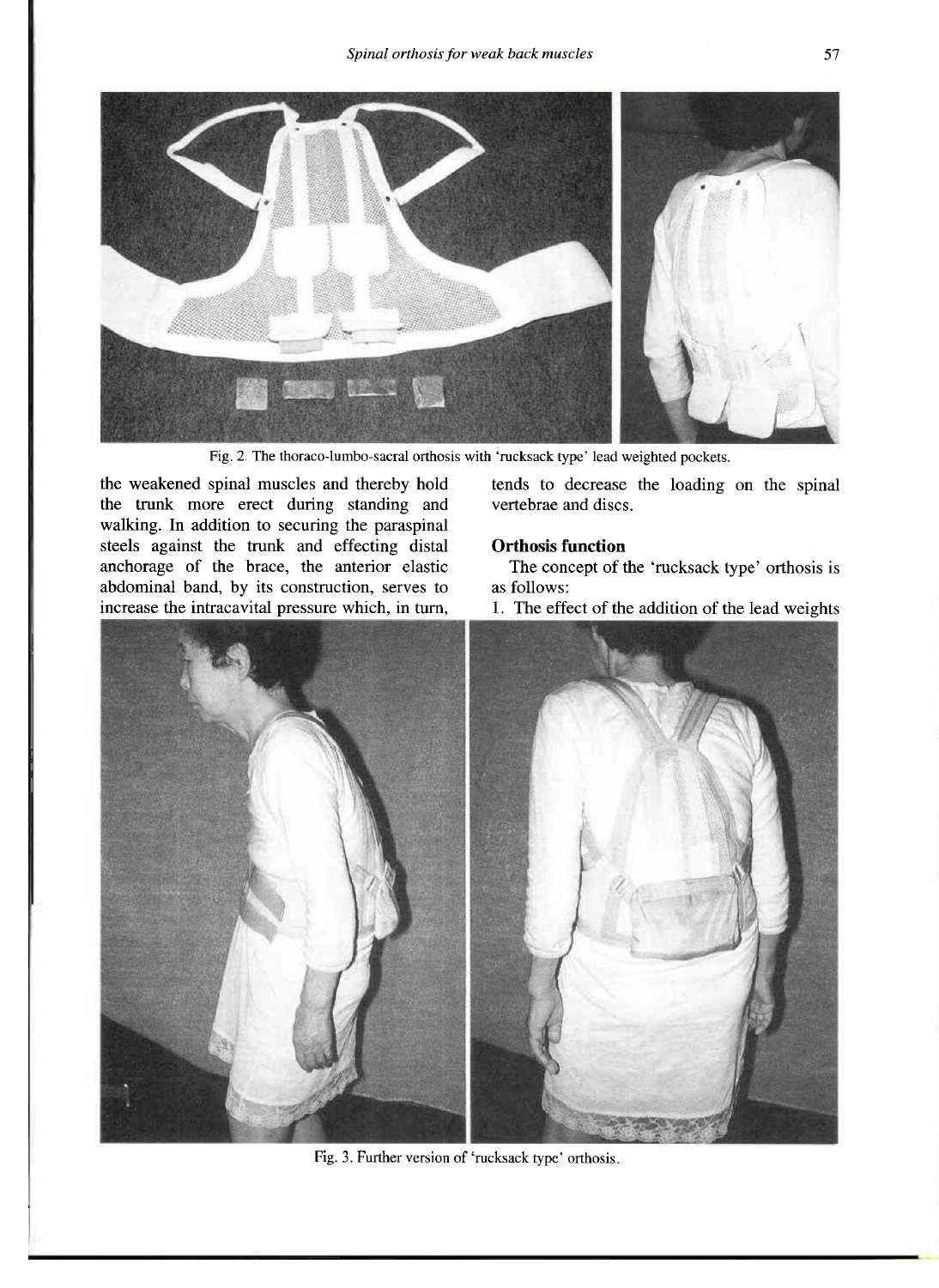Fig. 2. The thoraco-lumbo-sacral orthosis with 'rucksack type' lead weighted pockets.

the weakened spinal muscles and thereby hold the trunk more erect during standing and walking. In addition to securing the paraspinal steels against the trunk and effecting distal anchorage of the brace, the anterior elastic abdominal band, by its construction, serves to increase the intracavital pressure which, in turn, tends to decrease the loading on the spinal vertebrae and discs.

### Orthosis function

The concept of the 'rucksack type' orthosis is as follows:

1. The effect of the addition of the lead weights

Fig. 3. Further version of 'rucksack type' orthosis.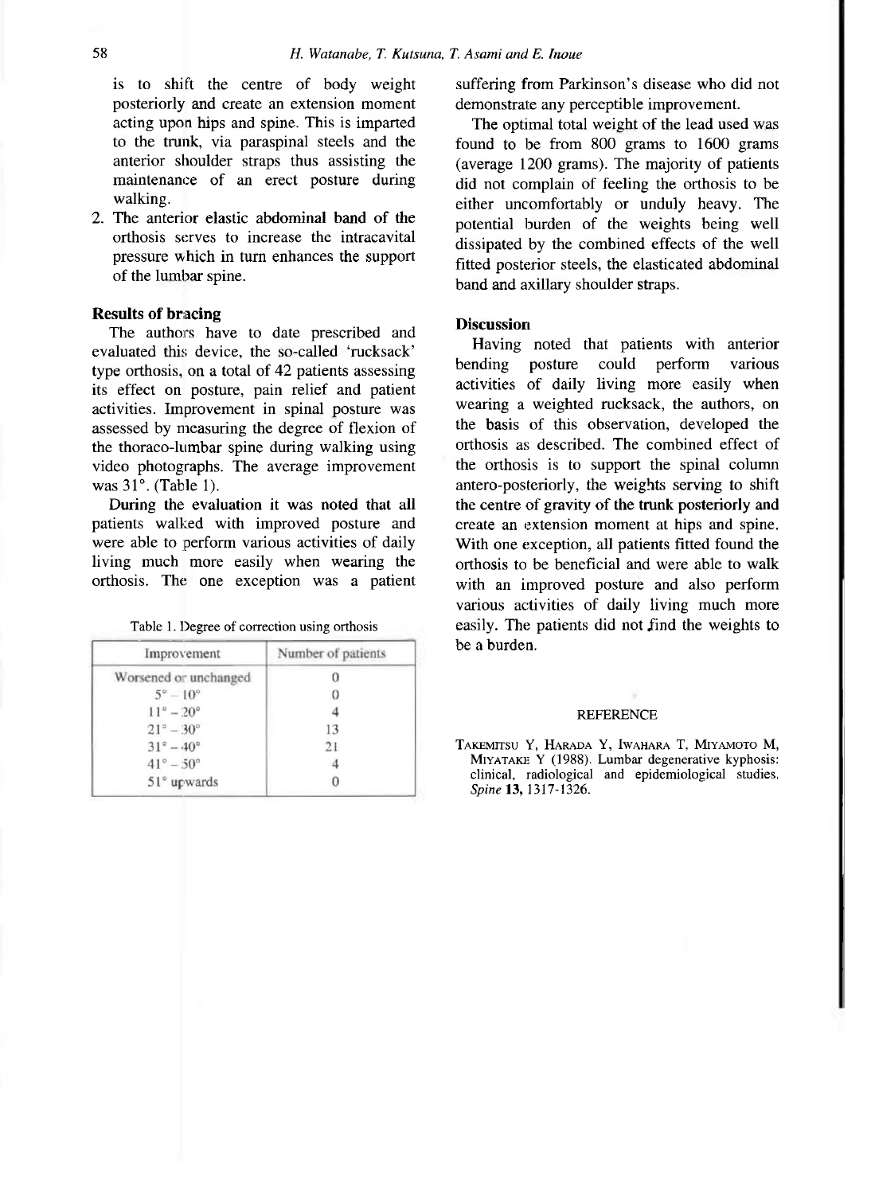is to shift the centre of body weight posteriorly and create an extension moment acting upon hips and spine. This is imparted to the trunk, via paraspinal steels and the anterior shoulder straps thus assisting the maintenance of an erect posture during walking.

2. The anterior elastic abdominal band of the orthosis serves to increase the intracavital pressure which in turn enhances the support of the lumbar spine.

## Results of bracing

The authors have to date prescribed and evaluated this device, the so-called 'rucksack' type orthosis, on a total of 42 patients assessing its effect on posture, pain relief and patient activities. Improvement in spinal posture was assessed by measuring the degree of flexion of the thoraco-lumbar spine during walking using video photographs. The average improvement was 31°. (Table 1).

During the evaluation it was noted that all patients walked with improved posture and were able to perform various activities of daily living much more easily when wearing the orthosis. The one exception was a patient suffering from Parkinson's disease who did not demonstrate any perceptible improvement.

Table 1. Degree of correction using orthosis

| Improvement | Number of patients |
|---|---|
| Worsened or unchanged | 0 |
| 5° – 10° | 0 |
| 11° – 20° | 4 |
| 21° – 30° | 13 |
| 31° – 40° | 21 |
| 41° – 50° | 4 |
| 51° upwards | 0 |

The optimal total weight of the lead used was found to be from 800 grams to 1600 grams (average 1200 grams). The majority of patients did not complain of feeling the orthosis to be either uncomfortably or unduly heavy. The potential burden of the weights being well dissipated by the combined effects of the well fitted posterior steels, the elasticated abdominal band and axillary shoulder straps.

## Discussion

Having noted that patients with anterior bending posture could perform various activities of daily living more easily when wearing a weighted rucksack, the authors, on the basis of this observation, developed the orthosis as described. The combined effect of the orthosis is to support the spinal column antero-posteriorly, the weights serving to shift the centre of gravity of the trunk posteriorly and create an extension moment at hips and spine. With one exception, all patients fitted found the orthosis to be beneficial and were able to walk with an improved posture and also perform various activities of daily living much more easily. The patients did not find the weights to be a burden.

## REFERENCE

Takemitsu Y, Harada Y, Iwahara T, Miyamoto M, Miyatake Y (1988). Lumbar degenerative kyphosis: clinical, radiological and epidemiological studies. *Spine* **13**, 1317-1326.